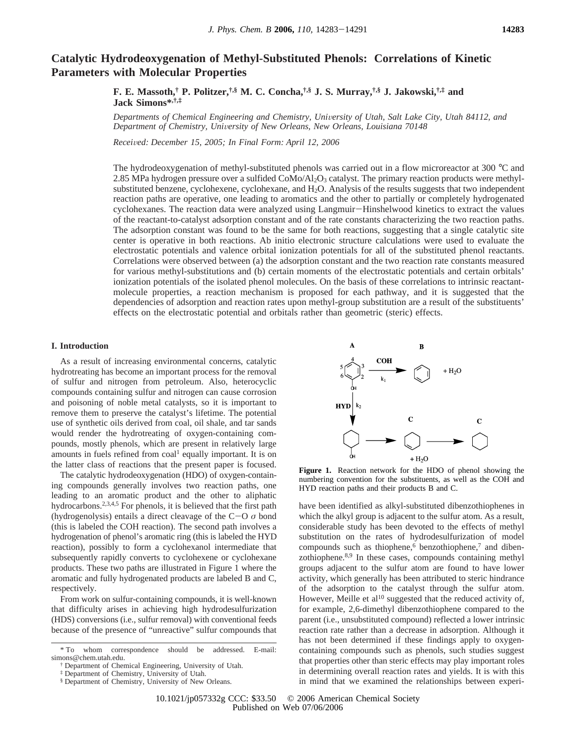# Catalytic Hydrodeoxygenation of Methyl-Substituted Phenols: Correlations of Kinetic Parameters with Molecular Properties

**F. E. Massoth,[†] P. Politzer,[†,§] M. C. Concha,[†,§] J. S. Murray,[†,§] J. Jakowski,[†,‡] and Jack Simons*[,†,‡]**

*Departments of Chemical Engineering and Chemistry, University of Utah, Salt Lake City, Utah 84112, and Department of Chemistry, University of New Orleans, New Orleans, Louisiana 70148*

*Received: December 15, 2005; In Final Form: April 12, 2006*

The hydrodeoxygenation of methyl-substituted phenols was carried out in a flow microreactor at 300 °C and 2.85 MPa hydrogen pressure over a sulfided $CoMo/Al_2O_3$ catalyst. The primary reaction products were methyl-substituted benzene, cyclohexene, cyclohexane, and $H_2O$. Analysis of the results suggests that two independent reaction paths are operative, one leading to aromatics and the other to partially or completely hydrogenated cyclohexanes. The reaction data were analyzed using Langmuir–Hinshelwood kinetics to extract the values of the reactant-to-catalyst adsorption constant and of the rate constants characterizing the two reaction paths. The adsorption constant was found to be the same for both reactions, suggesting that a single catalytic site center is operative in both reactions. Ab initio electronic structure calculations were used to evaluate the electrostatic potentials and valence orbital ionization potentials for all of the substituted phenol reactants. Correlations were observed between (a) the adsorption constant and the two reaction rate constants measured for various methyl-substitutions and (b) certain moments of the electrostatic potentials and certain orbitals' ionization potentials of the isolated phenol molecules. On the basis of these correlations to intrinsic reactant-molecule properties, a reaction mechanism is proposed for each pathway, and it is suggested that the dependencies of adsorption and reaction rates upon methyl-group substitution are a result of the substituents' effects on the electrostatic potential and orbitals rather than geometric (steric) effects.

## I. Introduction

As a result of increasing environmental concerns, catalytic hydrotreating has become an important process for the removal of sulfur and nitrogen from petroleum. Also, heterocyclic compounds containing sulfur and nitrogen can cause corrosion and poisoning of noble metal catalysts, so it is important to remove them to preserve the catalyst's lifetime. The potential use of synthetic oils derived from coal, oil shale, and tar sands would render the hydrotreating of oxygen-containing compounds, mostly phenols, which are present in relatively large amounts in fuels refined from coal[1] equally important. It is on the latter class of reactions that the present paper is focused.

The catalytic hydrodeoxygenation (HDO) of oxygen-containing compounds generally involves two reaction paths, one leading to an aromatic product and the other to aliphatic hydrocarbons.[2,3,4,5] For phenols, it is believed that the first path (hydrogenolysis) entails a direct cleavage of the C–O σ bond (this is labeled the COH reaction). The second path involves a hydrogenation of phenol's aromatic ring (this is labeled the HYD reaction), possibly to form a cyclohexanol intermediate that subsequently rapidly converts to cyclohexene or cyclohexane products. These two paths are illustrated in Figure 1 where the aromatic and fully hydrogenated products are labeled B and C, respectively.

From work on sulfur-containing compounds, it is well-known that difficulty arises in achieving high hydrodesulfurization (HDS) conversions (i.e., sulfur removal) with conventional feeds because of the presence of "unreactive" sulfur compounds that have been identified as alkyl-substituted dibenzothiophenes in which the alkyl group is adjacent to the sulfur atom. As a result, considerable study has been devoted to the effects of methyl substitution on the rates of hydrodesulfurization of model compounds such as thiophene,[6] benzothiophene,[7] and dibenzothiophene.[8,9] In these cases, compounds containing methyl groups adjacent to the sulfur atom are found to have lower activity, which generally has been attributed to steric hindrance of the adsorption to the catalyst through the sulfur atom. However, Meille et al[10] suggested that the reduced activity of, for example, 2,6-dimethyl dibenzothiophene compared to the parent (i.e., unsubstituted compound) reflected a lower intrinsic reaction rate rather than a decrease in adsorption. Although it has not been determined if these findings apply to oxygen-containing compounds such as phenols, such studies suggest that properties other than steric effects may play important roles in determining overall reaction rates and yields. It is with this in mind that we examined the relationships between experi-

A
B
COH
$k_1$
$+ H_2O$
HYD
$k_2$
C
C
$+ H_2O$
4 5 6 3 2
OH

**Figure 1.** Reaction network for the HDO of phenol showing the numbering convention for the substituents, as well as the COH and HYD reaction paths and their products B and C.

* To whom correspondence should be addressed. E-mail: simons@chem.utah.edu.

† Department of Chemical Engineering, University of Utah.

‡ Department of Chemistry, University of Utah.

§ Department of Chemistry, University of New Orleans.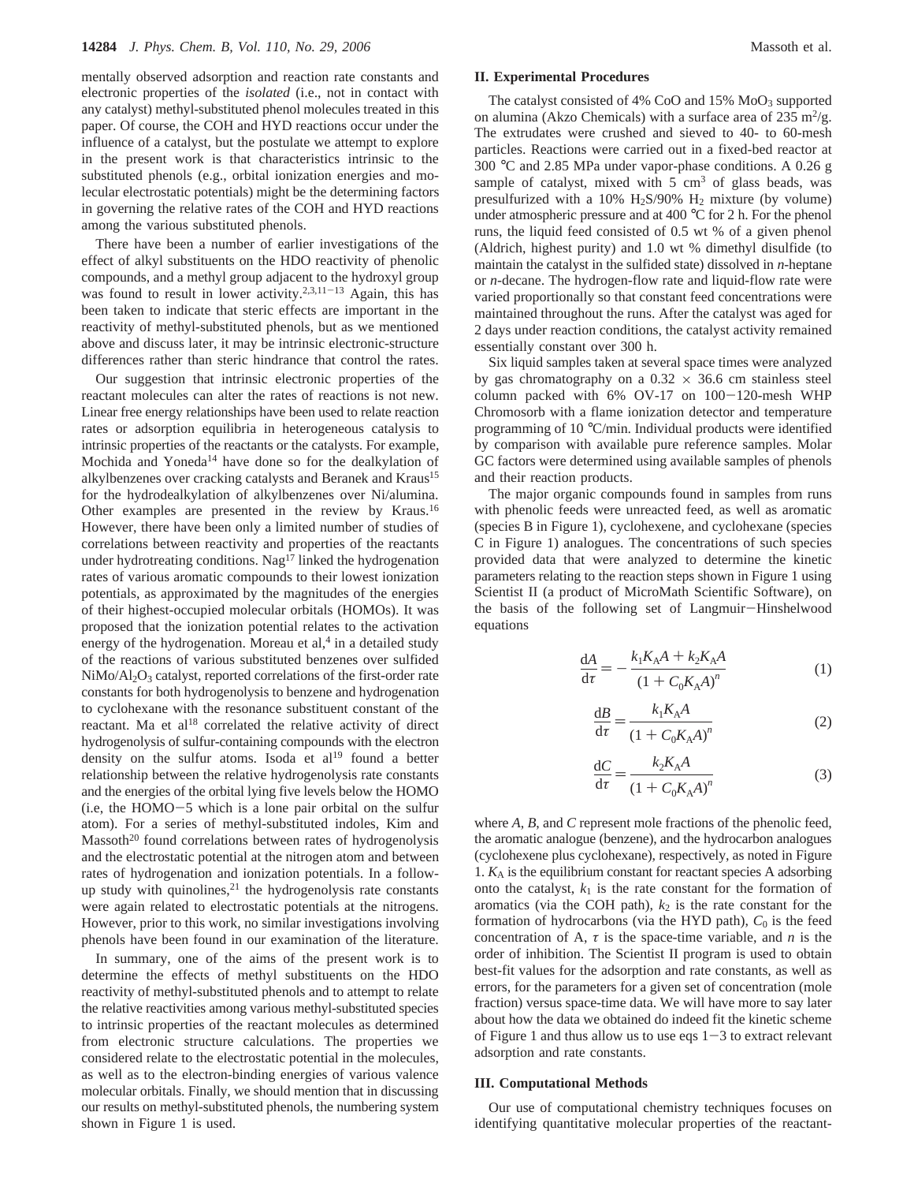mentally observed adsorption and reaction rate constants and electronic properties of the *isolated* (i.e., not in contact with any catalyst) methyl-substituted phenol molecules treated in this paper. Of course, the COH and HYD reactions occur under the influence of a catalyst, but the postulate we attempt to explore in the present work is that characteristics intrinsic to the substituted phenols (e.g., orbital ionization energies and molecular electrostatic potentials) might be the determining factors in governing the relative rates of the COH and HYD reactions among the various substituted phenols.

There have been a number of earlier investigations of the effect of alkyl substituents on the HDO reactivity of phenolic compounds, and a methyl group adjacent to the hydroxyl group was found to result in lower activity.[2,3,11-13] Again, this has been taken to indicate that steric effects are important in the reactivity of methyl-substituted phenols, but as we mentioned above and discuss later, it may be intrinsic electronic-structure differences rather than steric hindrance that control the rates.

Our suggestion that intrinsic electronic properties of the reactant molecules can alter the rates of reactions is not new. Linear free energy relationships have been used to relate reaction rates or adsorption equilibria in heterogeneous catalysis to intrinsic properties of the reactants or the catalysts. For example, Mochida and Yoneda[14] have done so for the dealkylation of alkylbenzenes over cracking catalysts and Beranek and Kraus[15] for the hydrodealkylation of alkylbenzenes over Ni/alumina. Other examples are presented in the review by Kraus.[16] However, there have been only a limited number of studies of correlations between reactivity and properties of the reactants under hydrotreating conditions. Nag[17] linked the hydrogenation rates of various aromatic compounds to their lowest ionization potentials, as approximated by the magnitudes of the energies of their highest-occupied molecular orbitals (HOMOs). It was proposed that the ionization potential relates to the activation energy of the hydrogenation. Moreau et al,[4] in a detailed study of the reactions of various substituted benzenes over sulfided $NiMo/Al_2O_3$ catalyst, reported correlations of the first-order rate constants for both hydrogenolysis to benzene and hydrogenation to cyclohexane with the resonance substituent constant of the reactant. Ma et al[18] correlated the relative activity of direct hydrogenolysis of sulfur-containing compounds with the electron density on the sulfur atoms. Isoda et al[19] found a better relationship between the relative hydrogenolysis rate constants and the energies of the orbital lying five levels below the HOMO (i.e, the HOMO−5 which is a lone pair orbital on the sulfur atom). For a series of methyl-substituted indoles, Kim and Massoth[20] found correlations between rates of hydrogenolysis and the electrostatic potential at the nitrogen atom and between rates of hydrogenation and ionization potentials. In a follow-up study with quinolines,[21] the hydrogenolysis rate constants were again related to electrostatic potentials at the nitrogens. However, prior to this work, no similar investigations involving phenols have been found in our examination of the literature.

In summary, one of the aims of the present work is to determine the effects of methyl substituents on the HDO reactivity of methyl-substituted phenols and to attempt to relate the relative reactivities among various methyl-substituted species to intrinsic properties of the reactant molecules as determined from electronic structure calculations. The properties we considered relate to the electrostatic potential in the molecules, as well as to the electron-binding energies of various valence molecular orbitals. Finally, we should mention that in discussing our results on methyl-substituted phenols, the numbering system shown in Figure 1 is used.

## II. Experimental Procedures

The catalyst consisted of 4% CoO and 15% $MoO_3$ supported on alumina (Akzo Chemicals) with a surface area of 235 $m^2$/g. The extrudates were crushed and sieved to 40- to 60-mesh particles. Reactions were carried out in a fixed-bed reactor at 300 °C and 2.85 MPa under vapor-phase conditions. A 0.26 g sample of catalyst, mixed with 5 $cm^3$ of glass beads, was presulfurized with a 10% $H_2S$/90% $H_2$ mixture (by volume) under atmospheric pressure and at 400 °C for 2 h. For the phenol runs, the liquid feed consisted of 0.5 wt % of a given phenol (Aldrich, highest purity) and 1.0 wt % dimethyl disulfide (to maintain the catalyst in the sulfided state) dissolved in *n*-heptane or *n*-decane. The hydrogen-flow rate and liquid-flow rate were varied proportionally so that constant feed concentrations were maintained throughout the runs. After the catalyst was aged for 2 days under reaction conditions, the catalyst activity remained essentially constant over 300 h.

Six liquid samples taken at several space times were analyzed by gas chromatography on a 0.32 × 36.6 cm stainless steel column packed with 6% OV-17 on 100−120-mesh WHP Chromosorb with a flame ionization detector and temperature programming of 10 °C/min. Individual products were identified by comparison with available pure reference samples. Molar GC factors were determined using available samples of phenols and their reaction products.

The major organic compounds found in samples from runs with phenolic feeds were unreacted feed, as well as aromatic (species B in Figure 1), cyclohexene, and cyclohexane (species C in Figure 1) analogues. The concentrations of such species provided data that were analyzed to determine the kinetic parameters relating to the reaction steps shown in Figure 1 using Scientist II (a product of MicroMath Scientific Software), on the basis of the following set of Langmuir−Hinshelwood equations

$$\frac{dA}{d\tau} = -\frac{k_1K_AA + k_2K_AA}{(1 + C_0K_AA)^n} \tag{1}$$

$$\frac{dB}{d\tau} = \frac{k_1K_AA}{(1 + C_0K_AA)^n} \tag{2}$$

$$\frac{dC}{d\tau} = \frac{k_2K_AA}{(1 + C_0K_AA)^n} \tag{3}$$

where *A*, *B*, and *C* represent mole fractions of the phenolic feed, the aromatic analogue (benzene), and the hydrocarbon analogues (cyclohexene plus cyclohexane), respectively, as noted in Figure 1. $K_A$ is the equilibrium constant for reactant species A adsorbing onto the catalyst, $k_1$ is the rate constant for the formation of aromatics (via the COH path), $k_2$ is the rate constant for the formation of hydrocarbons (via the HYD path), $C_0$ is the feed concentration of A, $\tau$ is the space-time variable, and $n$ is the order of inhibition. The Scientist II program is used to obtain best-fit values for the adsorption and rate constants, as well as errors, for the parameters for a given set of concentration (mole fraction) versus space-time data. We will have more to say later about how the data we obtained do indeed fit the kinetic scheme of Figure 1 and thus allow us to use eqs 1−3 to extract relevant adsorption and rate constants.

## III. Computational Methods

Our use of computational chemistry techniques focuses on identifying quantitative molecular properties of the reactant-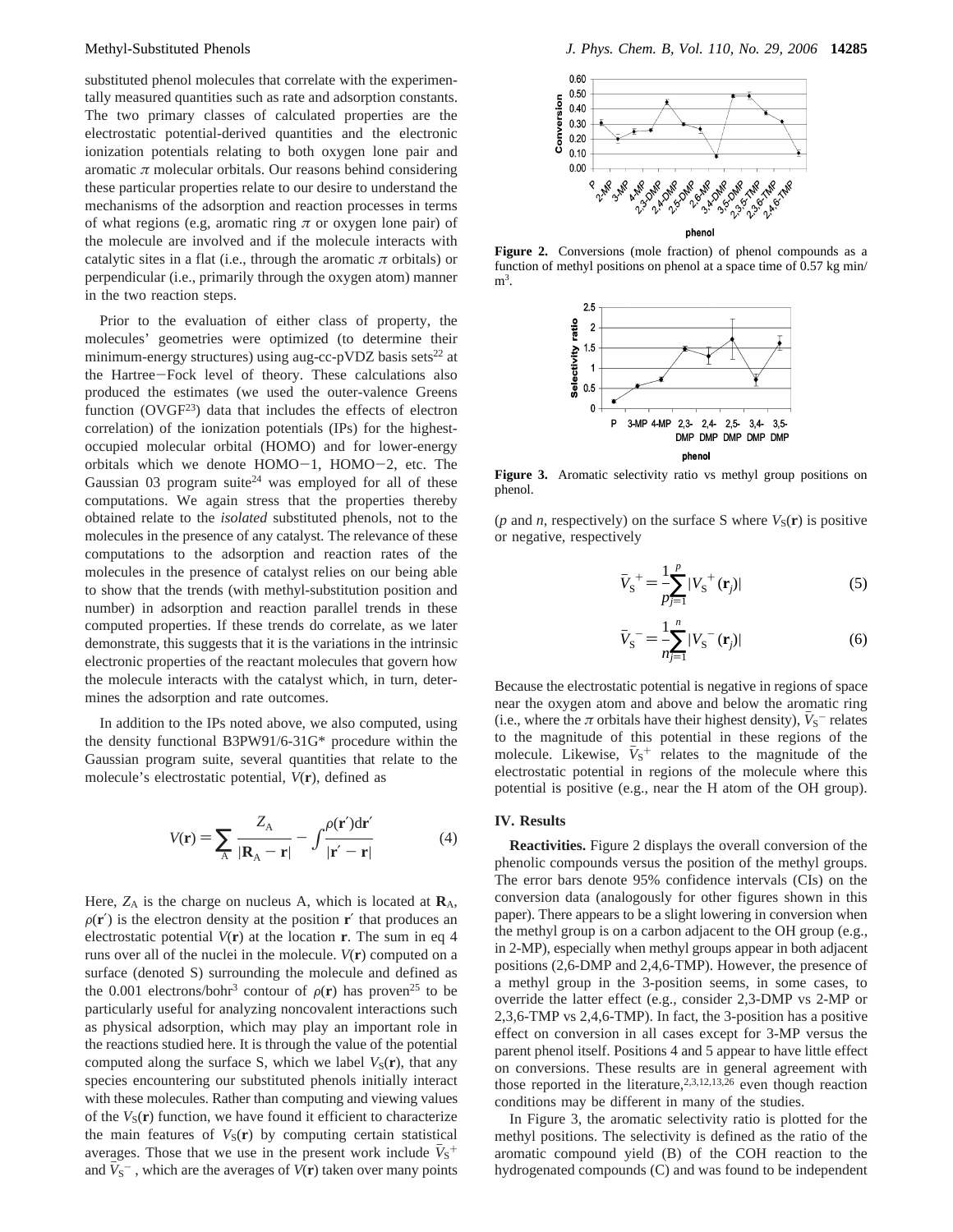substituted phenol molecules that correlate with the experimentally measured quantities such as rate and adsorption constants. The two primary classes of calculated properties are the electrostatic potential-derived quantities and the electronic ionization potentials relating to both oxygen lone pair and aromatic $\pi$ molecular orbitals. Our reasons behind considering these particular properties relate to our desire to understand the mechanisms of the adsorption and reaction processes in terms of what regions (e.g, aromatic ring $\pi$ or oxygen lone pair) of the molecule are involved and if the molecule interacts with catalytic sites in a flat (i.e., through the aromatic $\pi$ orbitals) or perpendicular (i.e., primarily through the oxygen atom) manner in the two reaction steps.

Prior to the evaluation of either class of property, the molecules' geometries were optimized (to determine their minimum-energy structures) using aug-cc-pVDZ basis sets[22] at the Hartree−Fock level of theory. These calculations also produced the estimates (we used the outer-valence Greens function (OVGF[23]) data that includes the effects of electron correlation) of the ionization potentials (IPs) for the highest-occupied molecular orbital (HOMO) and for lower-energy orbitals which we denote HOMO−1, HOMO−2, etc. The Gaussian 03 program suite[24] was employed for all of these computations. We again stress that the properties thereby obtained relate to the *isolated* substituted phenols, not to the molecules in the presence of any catalyst. The relevance of these computations to the adsorption and reaction rates of the molecules in the presence of catalyst relies on our being able to show that the trends (with methyl-substitution position and number) in adsorption and reaction parallel trends in these computed properties. If these trends do correlate, as we later demonstrate, this suggests that it is the variations in the intrinsic electronic properties of the reactant molecules that govern how the molecule interacts with the catalyst which, in turn, determines the adsorption and rate outcomes.

In addition to the IPs noted above, we also computed, using the density functional B3PW91/6-31G* procedure within the Gaussian program suite, several quantities that relate to the molecule's electrostatic potential, $V(\mathbf{r})$, defined as

$$V(\mathbf{r}) = \sum_{A} \frac{Z_A}{|\mathbf{R}_A - \mathbf{r}|} - \int \frac{\rho(\mathbf{r}')d\mathbf{r}'}{|\mathbf{r}' - \mathbf{r}|} \tag{4}$$

Here, $Z_A$ is the charge on nucleus A, which is located at $\mathbf{R}_A$, $\rho(\mathbf{r}')$ is the electron density at the position $\mathbf{r}'$ that produces an electrostatic potential $V(\mathbf{r})$ at the location $\mathbf{r}$. The sum in eq 4 runs over all of the nuclei in the molecule. $V(\mathbf{r})$ computed on a surface (denoted S) surrounding the molecule and defined as the 0.001 electrons/bohr$^3$ contour of $\rho(\mathbf{r})$ has proven[25] to be particularly useful for analyzing noncovalent interactions such as physical adsorption, which may play an important role in the reactions studied here. It is through the value of the potential computed along the surface S, which we label $V_S(\mathbf{r})$, that any species encountering our substituted phenols initially interact with these molecules. Rather than computing and viewing values of the $V_S(\mathbf{r})$ function, we have found it efficient to characterize the main features of $V_S(\mathbf{r})$ by computing certain statistical averages. Those that we use in the present work include $\bar{V}_S^+$ and $\bar{V}_S^-$, which are the averages of $V(\mathbf{r})$ taken over many points

Figure 2. Conversions (mole fraction) of phenol compounds as a function of methyl positions on phenol at a space time of 0.57 kg min/m$^3$.

Figure 3. Aromatic selectivity ratio vs methyl group positions on phenol.

($p$ and $n$, respectively) on the surface S where $V_S(\mathbf{r})$ is positive or negative, respectively

$$\bar{V}_S^+ = \frac{1}{p}\sum_{j=1}^{p} |V_S^+(\mathbf{r}_j)| \tag{5}$$

$$\bar{V}_S^- = \frac{1}{n}\sum_{j=1}^{n} |V_S^-(\mathbf{r}_j)| \tag{6}$$

Because the electrostatic potential is negative in regions of space near the oxygen atom and above and below the aromatic ring (i.e., where the $\pi$ orbitals have their highest density), $\bar{V}_S^-$ relates to the magnitude of this potential in these regions of the molecule. Likewise, $\bar{V}_S^+$ relates to the magnitude of the electrostatic potential in regions of the molecule where this potential is positive (e.g., near the H atom of the OH group).

## IV. Results

**Reactivities.** Figure 2 displays the overall conversion of the phenolic compounds versus the position of the methyl groups. The error bars denote 95% confidence intervals (CIs) on the conversion data (analogously for other figures shown in this paper). There appears to be a slight lowering in conversion when the methyl group is on a carbon adjacent to the OH group (e.g., in 2-MP), especially when methyl groups appear in both adjacent positions (2,6-DMP and 2,4,6-TMP). However, the presence of a methyl group in the 3-position seems, in some cases, to override the latter effect (e.g., consider 2,3-DMP vs 2-MP or 2,3,6-TMP vs 2,4,6-TMP). In fact, the 3-position has a positive effect on conversion in all cases except for 3-MP versus the parent phenol itself. Positions 4 and 5 appear to have little effect on conversions. These results are in general agreement with those reported in the literature,[2,3,12,13,26] even though reaction conditions may be different in many of the studies.

In Figure 3, the aromatic selectivity ratio is plotted for the methyl positions. The selectivity is defined as the ratio of the aromatic compound yield (B) of the COH reaction to the hydrogenated compounds (C) and was found to be independent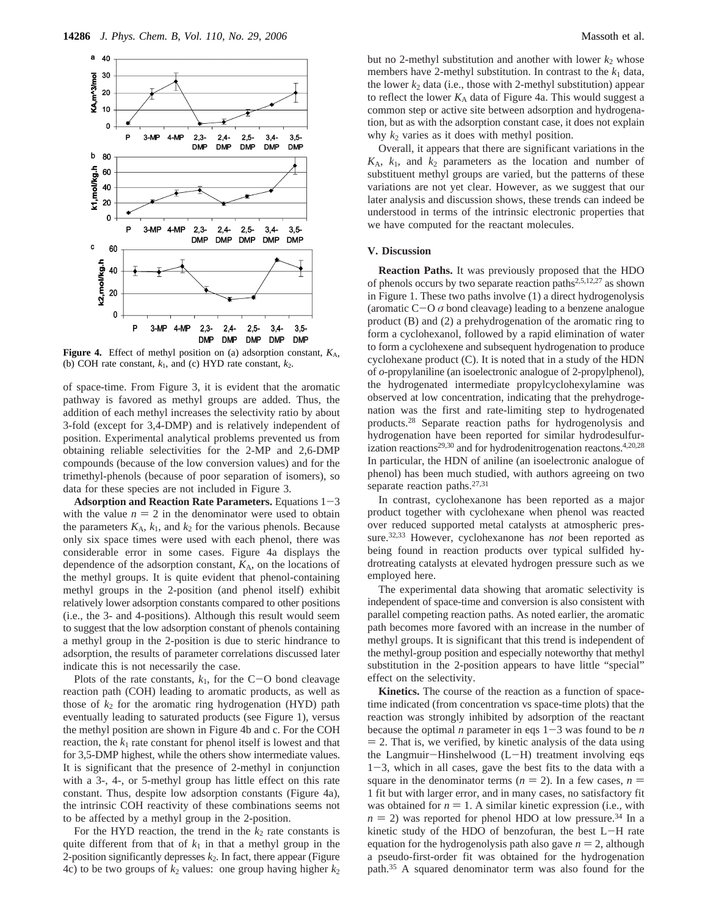a

KA,m^3/mol

40
30
20
10
0

P 3-MP 4-MP 2,3-DMP 2,4-DMP 2,5-DMP 3,4-DMP 3,5-DMP

b

k1,mol/kg.h

80
60
40
20
0

P 3-MP 4-MP 2,3-DMP 2,4-DMP 2,5-DMP 3,4-DMP 3,5-DMP

c

k2,mol/kg.h

60
40
20
0

P 3-MP 4-MP 2,3-DMP 2,4-DMP 2,5-DMP 3,4-DMP 3,5-DMP

**Figure 4.** Effect of methyl position on (a) adsorption constant, $K_A$, (b) COH rate constant, $k_1$, and (c) HYD rate constant, $k_2$.

of space-time. From Figure 3, it is evident that the aromatic pathway is favored as methyl groups are added. Thus, the addition of each methyl increases the selectivity ratio by about 3-fold (except for 3,4-DMP) and is relatively independent of position. Experimental analytical problems prevented us from obtaining reliable selectivities for the 2-MP and 2,6-DMP compounds (because of the low conversion values) and for the trimethyl-phenols (because of poor separation of isomers), so data for these species are not included in Figure 3.

**Adsorption and Reaction Rate Parameters.** Equations 1−3 with the value $n = 2$ in the denominator were used to obtain the parameters $K_A$, $k_1$, and $k_2$ for the various phenols. Because only six space times were used with each phenol, there was considerable error in some cases. Figure 4a displays the dependence of the adsorption constant, $K_A$, on the locations of the methyl groups. It is quite evident that phenol-containing methyl groups in the 2-position (and phenol itself) exhibit relatively lower adsorption constants compared to other positions (i.e., the 3- and 4-positions). Although this result would seem to suggest that the low adsorption constant of phenols containing a methyl group in the 2-position is due to steric hindrance to adsorption, the results of parameter correlations discussed later indicate this is not necessarily the case.

Plots of the rate constants, $k_1$, for the C−O bond cleavage reaction path (COH) leading to aromatic products, as well as those of $k_2$ for the aromatic ring hydrogenation (HYD) path eventually leading to saturated products (see Figure 1), versus the methyl position are shown in Figure 4b and c. For the COH reaction, the $k_1$ rate constant for phenol itself is lowest and that for 3,5-DMP highest, while the others show intermediate values. It is significant that the presence of 2-methyl in conjunction with a 3-, 4-, or 5-methyl group has little effect on this rate constant. Thus, despite low adsorption constants (Figure 4a), the intrinsic COH reactivity of these combinations seems not to be affected by a methyl group in the 2-position.

For the HYD reaction, the trend in the $k_2$ rate constants is quite different from that of $k_1$ in that a methyl group in the 2-position significantly depresses $k_2$. In fact, there appear (Figure 4c) to be two groups of $k_2$ values: one group having higher $k_2$ but no 2-methyl substitution and another with lower $k_2$ whose members have 2-methyl substitution. In contrast to the $k_1$ data, the lower $k_2$ data (i.e., those with 2-methyl substitution) appear to reflect the lower $K_A$ data of Figure 4a. This would suggest a common step or active site between adsorption and hydrogenation, but as with the adsorption constant case, it does not explain why $k_2$ varies as it does with methyl position.

Overall, it appears that there are significant variations in the $K_A$, $k_1$, and $k_2$ parameters as the location and number of substituent methyl groups are varied, but the patterns of these variations are not yet clear. However, as we suggest that our later analysis and discussion shows, these trends can indeed be understood in terms of the intrinsic electronic properties that we have computed for the reactant molecules.

## V. Discussion

**Reaction Paths.** It was previously proposed that the HDO of phenols occurs by two separate reaction paths[2,5,12,27] as shown in Figure 1. These two paths involve (1) a direct hydrogenolysis (aromatic C−O $\sigma$ bond cleavage) leading to a benzene analogue product (B) and (2) a prehydrogenation of the aromatic ring to form a cyclohexanol, followed by a rapid elimination of water to form a cyclohexene and subsequent hydrogenation to produce cyclohexane product (C). It is noted that in a study of the HDN of *o*-propylaniline (an isoelectronic analogue of 2-propylphenol), the hydrogenated intermediate propylcyclohexylamine was observed at low concentration, indicating that the prehydrogenation was the first and rate-limiting step to hydrogenated products.[28] Separate reaction paths for hydrogenolysis and hydrogenation have been reported for similar hydrodesulfurization reactions[29,30] and for hydrodenitrogenation reactons.[4,20,28] In particular, the HDN of aniline (an isoelectronic analogue of phenol) has been much studied, with authors agreeing on two separate reaction paths.[27,31]

In contrast, cyclohexanone has been reported as a major product together with cyclohexane when phenol was reacted over reduced supported metal catalysts at atmospheric pressure.[32,33] However, cyclohexanone has *not* been reported as being found in reaction products over typical sulfided hydrotreating catalysts at elevated hydrogen pressure such as we employed here.

The experimental data showing that aromatic selectivity is independent of space-time and conversion is also consistent with parallel competing reaction paths. As noted earlier, the aromatic path becomes more favored with an increase in the number of methyl groups. It is significant that this trend is independent of the methyl-group position and especially noteworthy that methyl substitution in the 2-position appears to have little "special" effect on the selectivity.

**Kinetics.** The course of the reaction as a function of space-time indicated (from concentration vs space-time plots) that the reaction was strongly inhibited by adsorption of the reactant because the optimal $n$ parameter in eqs 1−3 was found to be $n = 2$. That is, we verified, by kinetic analysis of the data using the Langmuir−Hinshelwood (L−H) treatment involving eqs 1−3, which in all cases, gave the best fits to the data with a square in the denominator terms ($n = 2$). In a few cases, $n = 1$ fit but with larger error, and in many cases, no satisfactory fit was obtained for $n = 1$. A similar kinetic expression (i.e., with $n = 2$) was reported for phenol HDO at low pressure.[34] In a kinetic study of the HDO of benzofuran, the best L−H rate equation for the hydrogenolysis path also gave $n = 2$, although a pseudo-first-order fit was obtained for the hydrogenation path.[35] A squared denominator term was also found for the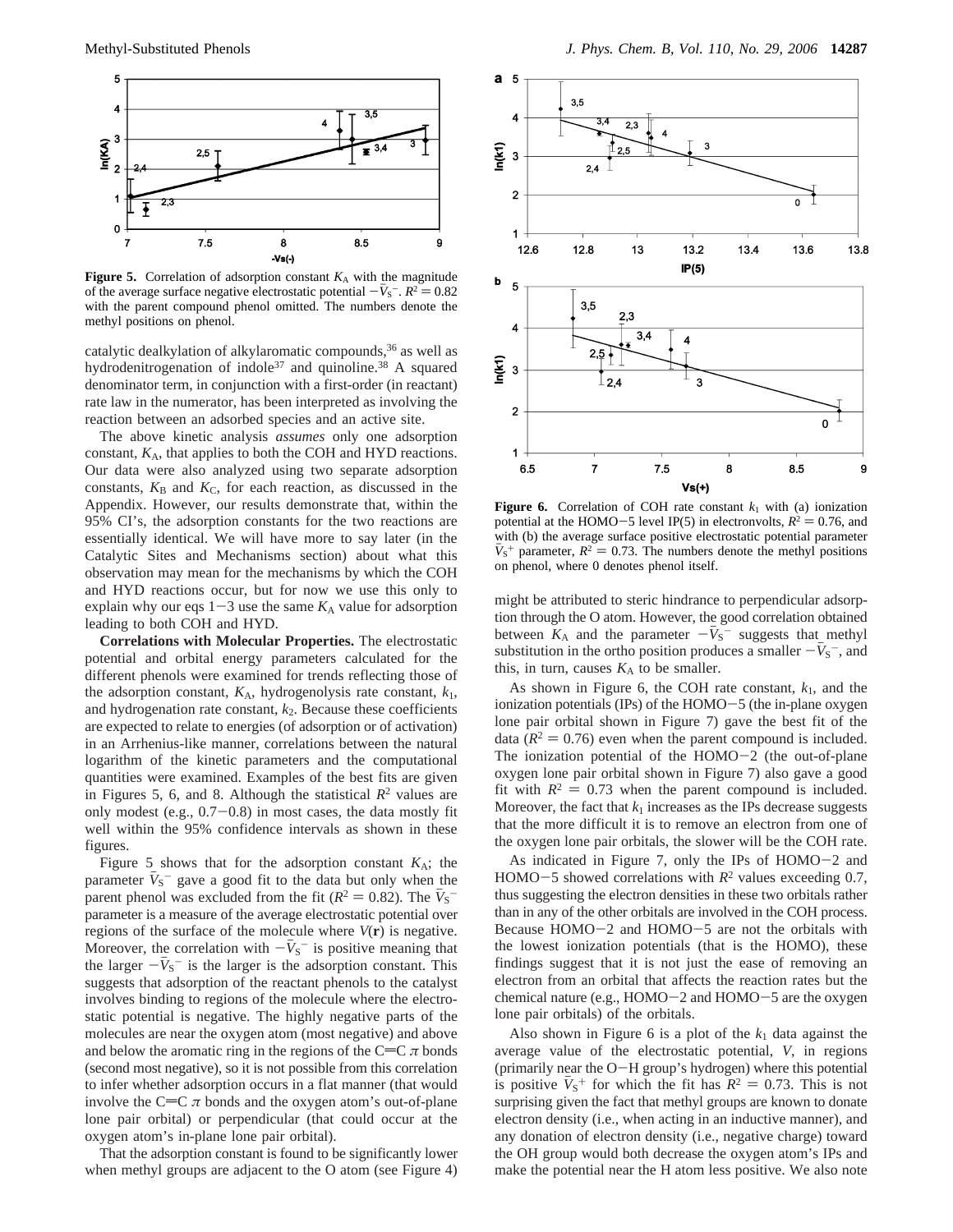5
4
3
2
1
0
ln(KA)
7
7.5
8
8.5
9
-Vs(-)
2,4
2,3
2,5
4
3,5
3,4
3

**Figure 5.** Correlation of adsorption constant $K_A$ with the magnitude of the average surface negative electrostatic potential $-\bar{V}_S^-$. $R^2 = 0.82$ with the parent compound phenol omitted. The numbers denote the methyl positions on phenol.

catalytic dealkylation of alkylaromatic compounds,[36] as well as hydrodenitrogenation of indole[37] and quinoline.[38] A squared denominator term, in conjunction with a first-order (in reactant) rate law in the numerator, has been interpreted as involving the reaction between an adsorbed species and an active site.

The above kinetic analysis *assumes* only one adsorption constant, $K_A$, that applies to both the COH and HYD reactions. Our data were also analyzed using two separate adsorption constants, $K_B$ and $K_C$, for each reaction, as discussed in the Appendix. However, our results demonstrate that, within the 95% CI's, the adsorption constants for the two reactions are essentially identical. We will have more to say later (in the Catalytic Sites and Mechanisms section) about what this observation may mean for the mechanisms by which the COH and HYD reactions occur, but for now we use this only to explain why our eqs 1−3 use the same $K_A$ value for adsorption leading to both COH and HYD.

**Correlations with Molecular Properties.** The electrostatic potential and orbital energy parameters calculated for the different phenols were examined for trends reflecting those of the adsorption constant, $K_A$, hydrogenolysis rate constant, $k_1$, and hydrogenation rate constant, $k_2$. Because these coefficients are expected to relate to energies (of adsorption or of activation) in an Arrhenius-like manner, correlations between the natural logarithm of the kinetic parameters and the computational quantities were examined. Examples of the best fits are given in Figures 5, 6, and 8. Although the statistical $R^2$ values are only modest (e.g., 0.7−0.8) in most cases, the data mostly fit well within the 95% confidence intervals as shown in these figures.

Figure 5 shows that for the adsorption constant $K_A$; the parameter $\bar{V}_S^-$ gave a good fit to the data but only when the parent phenol was excluded from the fit ($R^2 = 0.82$). The $\bar{V}_S^-$ parameter is a measure of the average electrostatic potential over regions of the surface of the molecule where $V(\mathbf{r})$ is negative. Moreover, the correlation with $-\bar{V}_S^-$ is positive meaning that the larger $-\bar{V}_S^-$ is the larger is the adsorption constant. This suggests that adsorption of the reactant phenols to the catalyst involves binding to regions of the molecule where the electrostatic potential is negative. The highly negative parts of the molecules are near the oxygen atom (most negative) and above and below the aromatic ring in the regions of the C═C π bonds (second most negative), so it is not possible from this correlation to infer whether adsorption occurs in a flat manner (that would involve the C═C π bonds and the oxygen atom's out-of-plane lone pair orbital) or perpendicular (that could occur at the oxygen atom's in-plane lone pair orbital).

That the adsorption constant is found to be significantly lower when methyl groups are adjacent to the O atom (see Figure 4) might be attributed to steric hindrance to perpendicular adsorption through the O atom. However, the good correlation obtained between $K_A$ and the parameter $-\bar{V}_S^-$ suggests that methyl substitution in the ortho position produces a smaller $-\bar{V}_S^-$, and this, in turn, causes $K_A$ to be smaller.

a
5
4
3
2
1
ln(k1)
12.6
12.8
13
13.2
13.4
13.6
13.8
IP(5)
3,5
3,4
2,3
4
2,5
2,4
3
0

b
5
4
3
2
1
ln(k1)
6.5
7
7.5
8
8.5
9
Vs(+)
3,5
2,3
3,4
4
2,5
2,4
3
0

**Figure 6.** Correlation of COH rate constant $k_1$ with (a) ionization potential at the HOMO−5 level IP(5) in electronvolts, $R^2 = 0.76$, and with (b) the average surface positive electrostatic potential parameter $\bar{V}_S^+$ parameter, $R^2 = 0.73$. The numbers denote the methyl positions on phenol, where 0 denotes phenol itself.

As shown in Figure 6, the COH rate constant, $k_1$, and the ionization potentials (IPs) of the HOMO−5 (the in-plane oxygen lone pair orbital shown in Figure 7) gave the best fit of the data ($R^2 = 0.76$) even when the parent compound is included. The ionization potential of the HOMO−2 (the out-of-plane oxygen lone pair orbital shown in Figure 7) also gave a good fit with $R^2 = 0.73$ when the parent compound is included. Moreover, the fact that $k_1$ increases as the IPs decrease suggests that the more difficult it is to remove an electron from one of the oxygen lone pair orbitals, the slower will be the COH rate.

As indicated in Figure 7, only the IPs of HOMO−2 and HOMO−5 showed correlations with $R^2$ values exceeding 0.7, thus suggesting the electron densities in these two orbitals rather than in any of the other orbitals are involved in the COH process. Because HOMO−2 and HOMO−5 are not the orbitals with the lowest ionization potentials (that is the HOMO), these findings suggest that it is not just the ease of removing an electron from an orbital that affects the reaction rates but the chemical nature (e.g., HOMO−2 and HOMO−5 are the oxygen lone pair orbitals) of the orbitals.

Also shown in Figure 6 is a plot of the $k_1$ data against the average value of the electrostatic potential, $V$, in regions (primarily near the O−H group's hydrogen) where this potential is positive $\bar{V}_S^+$ for which the fit has $R^2 = 0.73$. This is not surprising given the fact that methyl groups are known to donate electron density (i.e., when acting in an inductive manner), and any donation of electron density (i.e., negative charge) toward the OH group would both decrease the oxygen atom's IPs and make the potential near the H atom less positive. We also note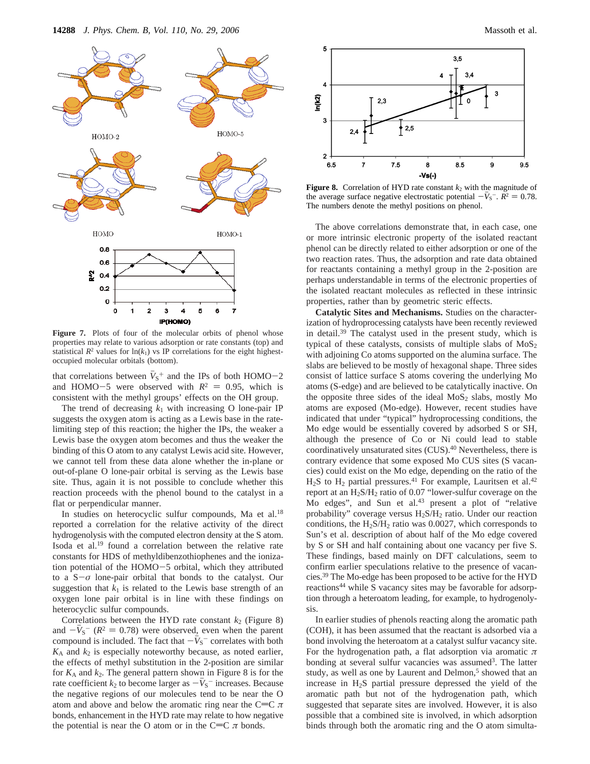HOMO-2

HOMO-5

HOMO

HOMO-1

0.8
0.6
0.4
0.2
0
R^2
0 1 2 3 4 5 6 7
IP(HOMO)

**Figure 7.** Plots of four of the molecular orbits of phenol whose properties may relate to various adsorption or rate constants (top) and statistical $R^2$ values for $\ln(k_1)$ vs IP correlations for the eight highest-occupied molecular orbitals (bottom).

that correlations between $\bar{V}_S^+$ and the IPs of both HOMO−2 and HOMO−5 were observed with $R^2 = 0.95$, which is consistent with the methyl groups' effects on the OH group.

The trend of decreasing $k_1$ with increasing O lone-pair IP suggests the oxygen atom is acting as a Lewis base in the rate-limiting step of this reaction; the higher the IPs, the weaker a Lewis base the oxygen atom becomes and thus the weaker the binding of this O atom to any catalyst Lewis acid site. However, we cannot tell from these data alone whether the in-plane or out-of-plane O lone-pair orbital is serving as the Lewis base site. Thus, again it is not possible to conclude whether this reaction proceeds with the phenol bound to the catalyst in a flat or perpendicular manner.

In studies on heterocyclic sulfur compounds, Ma et al.[18] reported a correlation for the relative activity of the direct hydrogenolysis with the computed electron density at the S atom. Isoda et al.[19] found a correlation between the relative rate constants for HDS of methyldibenzothiophenes and the ionization potential of the HOMO−5 orbital, which they attributed to a S−$\sigma$ lone-pair orbital that bonds to the catalyst. Our suggestion that $k_1$ is related to the Lewis base strength of an oxygen lone pair orbital is in line with these findings on heterocyclic sulfur compounds.

Correlations between the HYD rate constant $k_2$ (Figure 8) and $-\bar{V}_S^-$ ($R^2 = 0.78$) were observed, even when the parent compound is included. The fact that $-\bar{V}_S^-$ correlates with both $K_A$ and $k_2$ is especially noteworthy because, as noted earlier, the effects of methyl substitution in the 2-position are similar for $K_A$ and $k_2$. The general pattern shown in Figure 8 is for the rate coefficient $k_2$ to become larger as $-\bar{V}_S^-$ increases. Because the negative regions of our molecules tend to be near the O atom and above and below the aromatic ring near the C=C $\pi$ bonds, enhancement in the HYD rate may relate to how negative the potential is near the O atom or in the C=C $\pi$ bonds.

5
4
3
2
ln(k2)
6.5 7 7.5 8 8.5 9 9.5
-Vs(-)
3,5
4
3,4
0
3
2,3
2,4
2,5

**Figure 8.** Correlation of HYD rate constant $k_2$ with the magnitude of the average surface negative electrostatic potential $-\bar{V}_S^-$. $R^2 = 0.78$. The numbers denote the methyl positions on phenol.

The above correlations demonstrate that, in each case, one or more intrinsic electronic property of the isolated reactant phenol can be directly related to either adsorption or one of the two reaction rates. Thus, the adsorption and rate data obtained for reactants containing a methyl group in the 2-position are perhaps understandable in terms of the electronic properties of the isolated reactant molecules as reflected in these intrinsic properties, rather than by geometric steric effects.

**Catalytic Sites and Mechanisms.** Studies on the characterization of hydroprocessing catalysts have been recently reviewed in detail.[39] The catalyst used in the present study, which is typical of these catalysts, consists of multiple slabs of $MoS_2$ with adjoining Co atoms supported on the alumina surface. The slabs are believed to be mostly of hexagonal shape. Three sides consist of lattice surface S atoms covering the underlying Mo atoms (S-edge) and are believed to be catalytically inactive. On the opposite three sides of the ideal $MoS_2$ slabs, mostly Mo atoms are exposed (Mo-edge). However, recent studies have indicated that under "typical" hydroprocessing conditions, the Mo edge would be essentially covered by adsorbed S or SH, although the presence of Co or Ni could lead to stable coordinatively unsaturated sites (CUS).[40] Nevertheless, there is contrary evidence that some exposed Mo CUS sites (S vacancies) could exist on the Mo edge, depending on the ratio of the $H_2S$ to $H_2$ partial pressures.[41] For example, Lauritsen et al.[42] report at an $H_2S/H_2$ ratio of 0.07 "lower-sulfur coverage on the Mo edges", and Sun et al.[43] present a plot of "relative probability" coverage versus $H_2S/H_2$ ratio. Under our reaction conditions, the $H_2S/H_2$ ratio was 0.0027, which corresponds to Sun's et al. description of about half of the Mo edge covered by S or SH and half containing about one vacancy per five S. These findings, based mainly on DFT calculations, seem to confirm earlier speculations relative to the presence of vacancies.[39] The Mo-edge has been proposed to be active for the HYD reactions[44] while S vacancy sites may be favorable for adsorption through a heteroatom leading, for example, to hydrogenolysis.

In earlier studies of phenols reacting along the aromatic path (COH), it has been assumed that the reactant is adsorbed via a bond involving the heteroatom at a catalyst sulfur vacancy site. For the hydrogenation path, a flat adsorption via aromatic $\pi$ bonding at several sulfur vacancies was assumed[3]. The latter study, as well as one by Laurent and Delmon,[5] showed that an increase in $H_2S$ partial pressure depressed the yield of the aromatic path but not of the hydrogenation path, which suggested that separate sites are involved. However, it is also possible that a combined site is involved, in which adsorption binds through both the aromatic ring and the O atom simulta-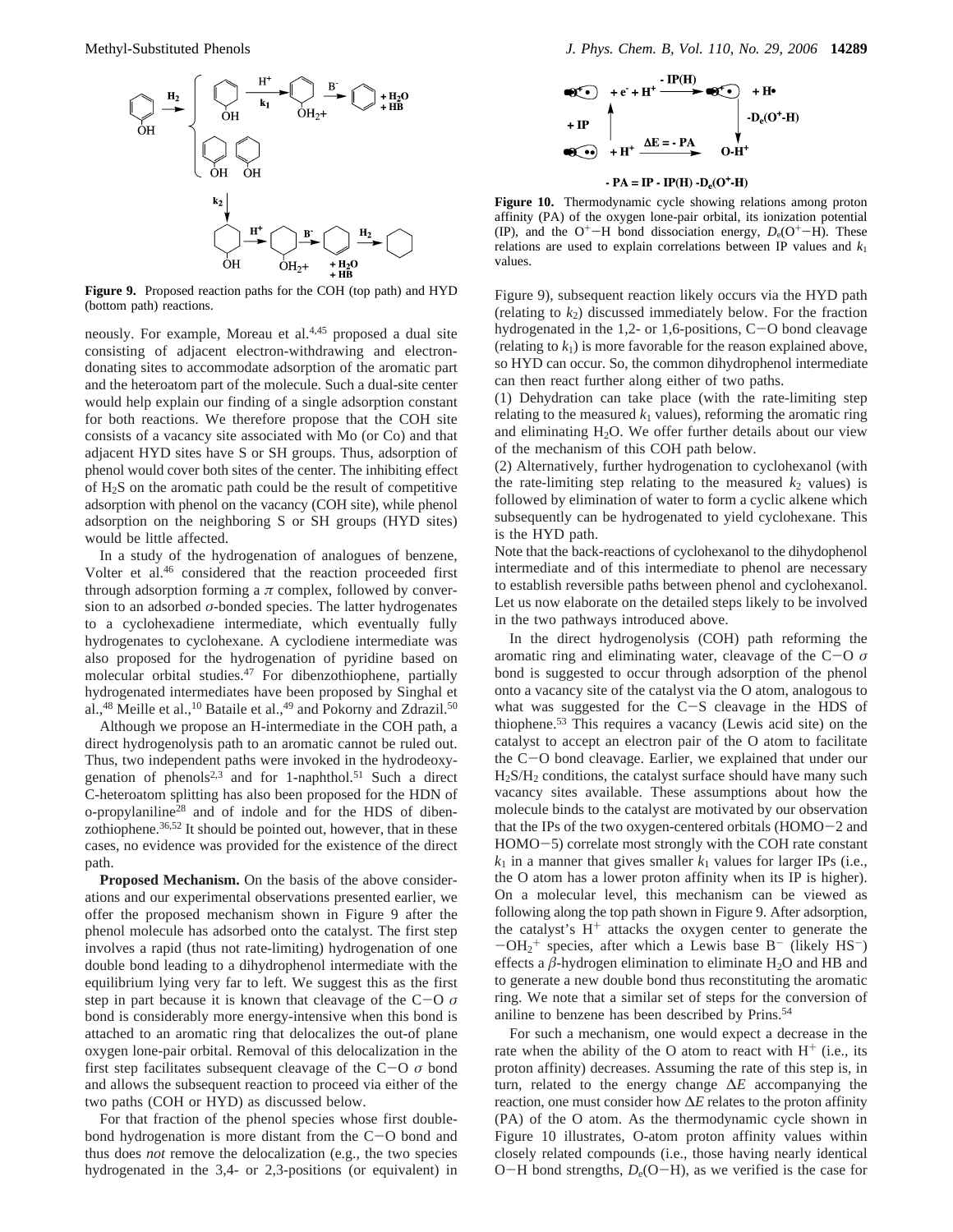H2
H+
k1
B-
+ H2O
+ HB
OH
OH
OH2+
OH
OH
k2
H+
B-
H2
OH
OH2+
+ H2O
+ HB

**Figure 9.** Proposed reaction paths for the COH (top path) and HYD (bottom path) reactions.

neously. For example, Moreau et al.[4,45] proposed a dual site consisting of adjacent electron-withdrawing and electron-donating sites to accommodate adsorption of the aromatic part and the heteroatom part of the molecule. Such a dual-site center would help explain our finding of a single adsorption constant for both reactions. We therefore propose that the COH site consists of a vacancy site associated with Mo (or Co) and that adjacent HYD sites have S or SH groups. Thus, adsorption of phenol would cover both sites of the center. The inhibiting effect of $H_2S$ on the aromatic path could be the result of competitive adsorption with phenol on the vacancy (COH site), while phenol adsorption on the neighboring S or SH groups (HYD sites) would be little affected.

In a study of the hydrogenation of analogues of benzene, Volter et al.[46] considered that the reaction proceeded first through adsorption forming a $\pi$ complex, followed by conversion to an adsorbed $\sigma$-bonded species. The latter hydrogenates to a cyclohexadiene intermediate, which eventually fully hydrogenates to cyclohexane. A cyclodiene intermediate was also proposed for the hydrogenation of pyridine based on molecular orbital studies.[47] For dibenzothiophene, partially hydrogenated intermediates have been proposed by Singhal et al.,[48] Meille et al.,[10] Bataile et al.,[49] and Pokorny and Zdrazil.[50]

Although we propose an H-intermediate in the COH path, a direct hydrogenolysis path to an aromatic cannot be ruled out. Thus, two independent paths were invoked in the hydrodeoxygenation of phenols[2,3] and for 1-naphthol.[51] Such a direct C-heteroatom splitting has also been proposed for the HDN of o-propylaniline[28] and of indole and for the HDS of dibenzothiophene.[36,52] It should be pointed out, however, that in these cases, no evidence was provided for the existence of the direct path.

**Proposed Mechanism.** On the basis of the above considerations and our experimental observations presented earlier, we offer the proposed mechanism shown in Figure 9 after the phenol molecule has adsorbed onto the catalyst. The first step involves a rapid (thus not rate-limiting) hydrogenation of one double bond leading to a dihydrophenol intermediate with the equilibrium lying very far to left. We suggest this as the first step in part because it is known that cleavage of the C−O $\sigma$ bond is considerably more energy-intensive when this bond is attached to an aromatic ring that delocalizes the out-of plane oxygen lone-pair orbital. Removal of this delocalization in the first step facilitates subsequent cleavage of the C−O $\sigma$ bond and allows the subsequent reaction to proceed via either of the two paths (COH or HYD) as discussed below.

For that fraction of the phenol species whose first double-bond hydrogenation is more distant from the C−O bond and thus does *not* remove the delocalization (e.g., the two species hydrogenated in the 3,4- or 2,3-positions (or equivalent) in

- IP(H)
+ e⁻ + H⁺
+ H•
+ IP
−$D_e$(O⁺−H)
+ H⁺
ΔE = - PA
O-H⁺

$$-PA = IP - IP(H) - D_e(O^+\text{-}H)$$

**Figure 10.** Thermodynamic cycle showing relations among proton affinity (PA) of the oxygen lone-pair orbital, its ionization potential (IP), and the O⁺−H bond dissociation energy, $D_e$(O⁺−H). These relations are used to explain correlations between IP values and $k_1$ values.

Figure 9), subsequent reaction likely occurs via the HYD path (relating to $k_2$) discussed immediately below. For the fraction hydrogenated in the 1,2- or 1,6-positions, C−O bond cleavage (relating to $k_1$) is more favorable for the reason explained above, so HYD can occur. So, the common dihydrophenol intermediate can then react further along either of two paths.

(1) Dehydration can take place (with the rate-limiting step relating to the measured $k_1$ values), reforming the aromatic ring and eliminating $H_2O$. We offer further details about our view of the mechanism of this COH path below.

(2) Alternatively, further hydrogenation to cyclohexanol (with the rate-limiting step relating to the measured $k_2$ values) is followed by elimination of water to form a cyclic alkene which subsequently can be hydrogenated to yield cyclohexane. This is the HYD path.

Note that the back-reactions of cyclohexanol to the dihydophenol intermediate and of this intermediate to phenol are necessary to establish reversible paths between phenol and cyclohexanol. Let us now elaborate on the detailed steps likely to be involved in the two pathways introduced above.

In the direct hydrogenolysis (COH) path reforming the aromatic ring and eliminating water, cleavage of the C−O $\sigma$ bond is suggested to occur through adsorption of the phenol onto a vacancy site of the catalyst via the O atom, analogous to what was suggested for the C−S cleavage in the HDS of thiophene.[53] This requires a vacancy (Lewis acid site) on the catalyst to accept an electron pair of the O atom to facilitate the C−O bond cleavage. Earlier, we explained that under our $H_2S/H_2$ conditions, the catalyst surface should have many such vacancy sites available. These assumptions about how the molecule binds to the catalyst are motivated by our observation that the IPs of the two oxygen-centered orbitals (HOMO−2 and HOMO−5) correlate most strongly with the COH rate constant $k_1$ in a manner that gives smaller $k_1$ values for larger IPs (i.e., the O atom has a lower proton affinity when its IP is higher). On a molecular level, this mechanism can be viewed as following along the top path shown in Figure 9. After adsorption, the catalyst's $H^+$ attacks the oxygen center to generate the $-OH_2^+$ species, after which a Lewis base $B^-$ (likely $HS^-$) effects a $\beta$-hydrogen elimination to eliminate $H_2O$ and HB and to generate a new double bond thus reconstituting the aromatic ring. We note that a similar set of steps for the conversion of aniline to benzene has been described by Prins.[54]

For such a mechanism, one would expect a decrease in the rate when the ability of the O atom to react with $H^+$ (i.e., its proton affinity) decreases. Assuming the rate of this step is, in turn, related to the energy change $\Delta E$ accompanying the reaction, one must consider how $\Delta E$ relates to the proton affinity (PA) of the O atom. As the thermodynamic cycle shown in Figure 10 illustrates, O-atom proton affinity values within closely related compounds (i.e., those having nearly identical O−H bond strengths, $D_e$(O−H), as we verified is the case for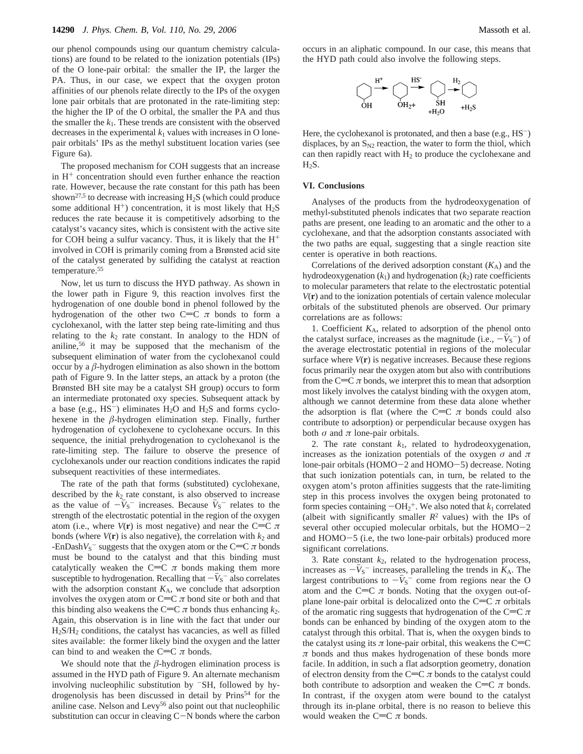our phenol compounds using our quantum chemistry calculations) are found to be related to the ionization potentials (IPs) of the O lone-pair orbital: the smaller the IP, the larger the PA. Thus, in our case, we expect that the oxygen proton affinities of our phenols relate directly to the IPs of the oxygen lone pair orbitals that are protonated in the rate-limiting step: the higher the IP of the O orbital, the smaller the PA and thus the smaller the $k_1$. These trends are consistent with the observed decreases in the experimental $k_1$ values with increases in O lone-pair orbitals' IPs as the methyl substituent location varies (see Figure 6a).

The proposed mechanism for COH suggests that an increase in $H^+$ concentration should even further enhance the reaction rate. However, because the rate constant for this path has been shown[27,5] to decrease with increasing $H_2S$ (which could produce some additional $H^+$) concentration, it is most likely that $H_2S$ reduces the rate because it is competitively adsorbing to the catalyst's vacancy sites, which is consistent with the active site for COH being a sulfur vacancy. Thus, it is likely that the $H^+$ involved in COH is primarily coming from a Brønsted acid site of the catalyst generated by sulfiding the catalyst at reaction temperature.[55]

Now, let us turn to discuss the HYD pathway. As shown in the lower path in Figure 9, this reaction involves first the hydrogenation of one double bond in phenol followed by the hydrogenation of the other two C═C $\pi$ bonds to form a cyclohexanol, with the latter step being rate-limiting and thus relating to the $k_2$ rate constant. In analogy to the HDN of aniline,[56] it may be supposed that the mechanism of the subsequent elimination of water from the cyclohexanol could occur by a $\beta$-hydrogen elimination as also shown in the bottom path of Figure 9. In the latter steps, an attack by a proton (the Brønsted BH site may be a catalyst SH group) occurs to form an intermediate protonated oxy species. Subsequent attack by a base (e.g., $HS^-$) eliminates $H_2O$ and $H_2S$ and forms cyclohexene in the $\beta$-hydrogen elimination step. Finally, further hydrogenation of cyclohexene to cyclohexane occurs. In this sequence, the initial prehydrogenation to cyclohexanol is the rate-limiting step. The failure to observe the presence of cyclohexanols under our reaction conditions indicates the rapid subsequent reactivities of these intermediates.

The rate of the path that forms (substituted) cyclohexane, described by the $k_2$ rate constant, is also observed to increase as the value of $-\bar{V}_S^-$ increases. Because $\bar{V}_S^-$ relates to the strength of the electrostatic potential in the region of the oxygen atom (i.e., where $V(\mathbf{r})$ is most negative) and near the C═C $\pi$ bonds (where $V(\mathbf{r})$ is also negative), the correlation with $k_2$ and -EnDash$V_S^-$ suggests that the oxygen atom or the C═C $\pi$ bonds must be bound to the catalyst and that this binding must catalytically weaken the C═C $\pi$ bonds making them more susceptible to hydrogenation. Recalling that $-\bar{V}_S^-$ also correlates with the adsorption constant $K_A$, we conclude that adsorption involves the oxygen atom or C═C $\pi$ bond site or both and that this binding also weakens the C═C $\pi$ bonds thus enhancing $k_2$. Again, this observation is in line with the fact that under our $H_2S/H_2$ conditions, the catalyst has vacancies, as well as filled sites available: the former likely bind the oxygen and the latter can bind to and weaken the C═C $\pi$ bonds.

We should note that the $\beta$-hydrogen elimination process is assumed in the HYD path of Figure 9. An alternate mechanism involving nucleophilic substitution by $^-SH$, followed by hydrogenolysis has been discussed in detail by Prins[54] for the aniline case. Nelson and Levy[56] also point out that nucleophilic substitution can occur in cleaving C−N bonds where the carbon occurs in an aliphatic compound. In our case, this means that the HYD path could also involve the following steps.

OH —($H^+$)→ $OH_2$+ —($HS^-$)→ SH $+H_2O$ —($H_2$)→ $+H_2S$

Here, the cyclohexanol is protonated, and then a base (e.g., $HS^-$) displaces, by an $S_{N2}$ reaction, the water to form the thiol, which can then rapidly react with $H_2$ to produce the cyclohexane and $H_2S$.

## VI. Conclusions

Analyses of the products from the hydrodeoxygenation of methyl-substituted phenols indicates that two separate reaction paths are present, one leading to an aromatic and the other to a cyclohexane, and that the adsorption constants associated with the two paths are equal, suggesting that a single reaction site center is operative in both reactions.

Correlations of the derived adsorption constant ($K_A$) and the hydrodeoxygenation ($k_1$) and hydrogenation ($k_2$) rate coefficients to molecular parameters that relate to the electrostatic potential $V(\mathbf{r})$ and to the ionization potentials of certain valence molecular orbitals of the substituted phenols are observed. Our primary correlations are as follows:

1. Coefficient $K_A$, related to adsorption of the phenol onto the catalyst surface, increases as the magnitude (i.e., $-\bar{V}_S^-$) of the average electrostatic potential in regions of the molecular surface where $V(\mathbf{r})$ is negative increases. Because these regions focus primarily near the oxygen atom but also with contributions from the C═C $\pi$ bonds, we interpret this to mean that adsorption most likely involves the catalyst binding with the oxygen atom, although we cannot determine from these data alone whether the adsorption is flat (where the C═C $\pi$ bonds could also contribute to adsorption) or perpendicular because oxygen has both $\sigma$ and $\pi$ lone-pair orbitals.

2. The rate constant $k_1$, related to hydrodeoxygenation, increases as the ionization potentials of the oxygen $\sigma$ and $\pi$ lone-pair orbitals (HOMO−2 and HOMO−5) decrease. Noting that such ionization potentials can, in turn, be related to the oxygen atom's proton affinities suggests that the rate-limiting step in this process involves the oxygen being protonated to form species containing $-OH_2^+$. We also noted that $k_1$ correlated (albeit with significantly smaller $R^2$ values) with the IPs of several other occupied molecular orbitals, but the HOMO−2 and HOMO−5 (i.e, the two lone-pair orbitals) produced more significant correlations.

3. Rate constant $k_2$, related to the hydrogenation process, increases as $-\bar{V}_S^-$ increases, paralleling the trends in $K_A$. The largest contributions to $-\bar{V}_S^-$ come from regions near the O atom and the C═C $\pi$ bonds. Noting that the oxygen out-of-plane lone-pair orbital is delocalized onto the C═C $\pi$ orbitals of the aromatic ring suggests that hydrogenation of the C═C $\pi$ bonds can be enhanced by binding of the oxygen atom to the catalyst through this orbital. That is, when the oxygen binds to the catalyst using its $\pi$ lone-pair orbital, this weakens the C═C $\pi$ bonds and thus makes hydrogenation of these bonds more facile. In addition, in such a flat adsorption geometry, donation of electron density from the C═C $\pi$ bonds to the catalyst could both contribute to adsorption and weaken the C═C $\pi$ bonds. In contrast, if the oxygen atom were bound to the catalyst through its in-plane orbital, there is no reason to believe this would weaken the C═C $\pi$ bonds.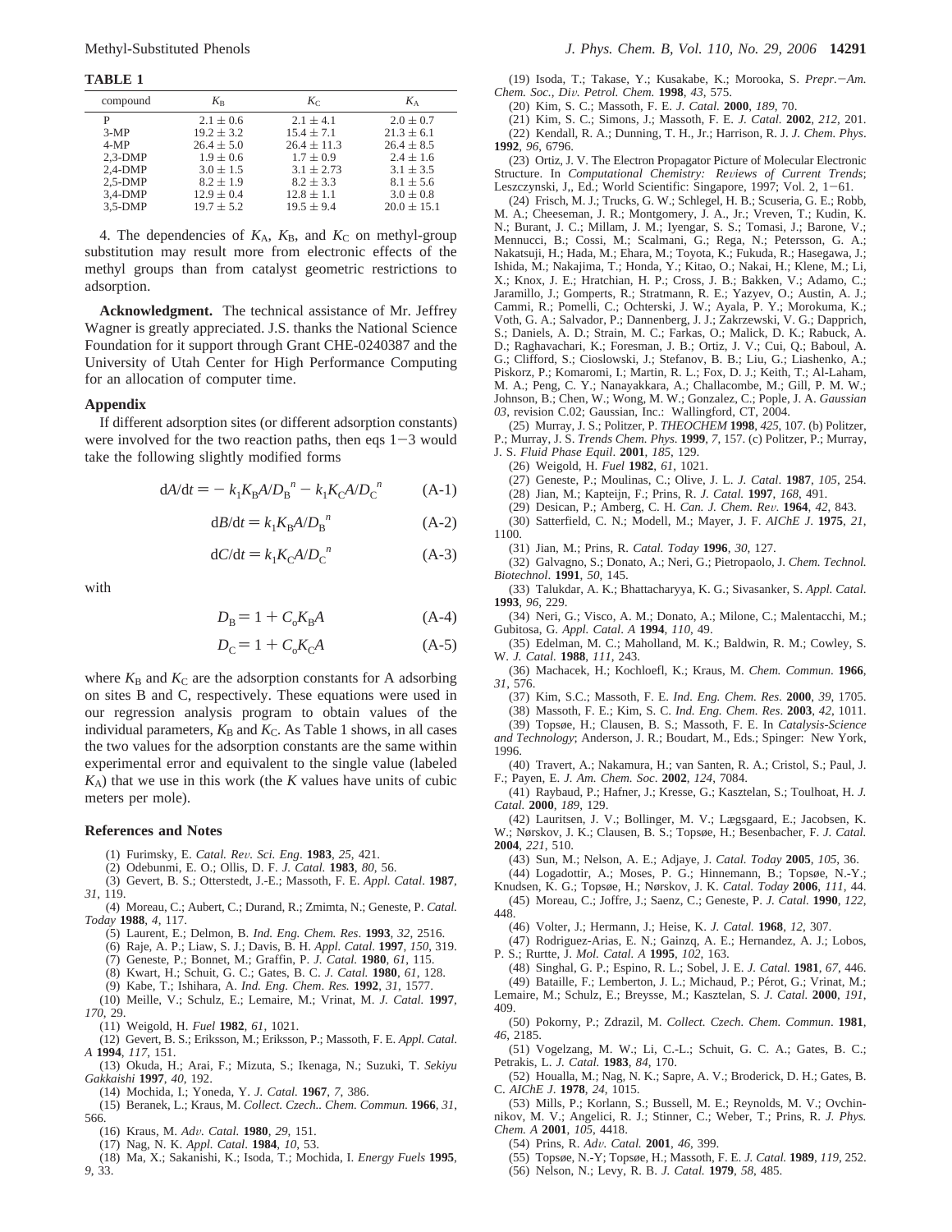**TABLE 1**

| compound | $K_B$ | $K_C$ | $K_A$ |
|---|---|---|---|
| P | 2.1 ± 0.6 | 2.1 ± 4.1 | 2.0 ± 0.7 |
| 3-MP | 19.2 ± 3.2 | 15.4 ± 7.1 | 21.3 ± 6.1 |
| 4-MP | 26.4 ± 5.0 | 26.4 ± 11.3 | 26.4 ± 8.5 |
| 2,3-DMP | 1.9 ± 0.6 | 1.7 ± 0.9 | 2.4 ± 1.6 |
| 2,4-DMP | 3.0 ± 1.5 | 3.1 ± 2.73 | 3.1 ± 3.5 |
| 2,5-DMP | 8.2 ± 1.9 | 8.2 ± 3.3 | 8.1 ± 5.6 |
| 3,4-DMP | 12.9 ± 0.4 | 12.8 ± 1.1 | 3.0 ± 0.8 |
| 3,5-DMP | 19.7 ± 5.2 | 19.5 ± 9.4 | 20.0 ± 15.1 |

4. The dependencies of $K_A$, $K_B$, and $K_C$ on methyl-group substitution may result more from electronic effects of the methyl groups than from catalyst geometric restrictions to adsorption.

**Acknowledgment.** The technical assistance of Mr. Jeffrey Wagner is greatly appreciated. J.S. thanks the National Science Foundation for it support through Grant CHE-0240387 and the University of Utah Center for High Performance Computing for an allocation of computer time.

## Appendix

If different adsorption sites (or different adsorption constants) were involved for the two reaction paths, then eqs 1−3 would take the following slightly modified forms

$$\mathrm{d}A/\mathrm{d}t = -k_1K_BA/D_B^{\ n} - k_1K_CA/D_C^{\ n} \qquad \text{(A-1)}$$

$$\mathrm{d}B/\mathrm{d}t = k_1K_BA/D_B^{\ n} \qquad \text{(A-2)}$$

$$\mathrm{d}C/\mathrm{d}t = k_1K_CA/D_C^{\ n} \qquad \text{(A-3)}$$

with

$$D_B = 1 + C_oK_BA \qquad \text{(A-4)}$$

$$D_C = 1 + C_oK_CA \qquad \text{(A-5)}$$

where $K_B$ and $K_C$ are the adsorption constants for A adsorbing on sites B and C, respectively. These equations were used in our regression analysis program to obtain values of the individual parameters, $K_B$ and $K_C$. As Table 1 shows, in all cases the two values for the adsorption constants are the same within experimental error and equivalent to the single value (labeled $K_A$) that we use in this work (the $K$ values have units of cubic meters per mole).

## References and Notes

(1) Furimsky, E. *Catal. Rev. Sci. Eng*. **1983**, *25*, 421.
(2) Odebunmi, E. O.; Ollis, D. F. *J. Catal.* **1983**, *80*, 56.
(3) Gevert, B. S.; Otterstedt, J.-E.; Massoth, F. E. *Appl. Catal*. **1987**, *31*, 119.
(4) Moreau, C.; Aubert, C.; Durand, R.; Zmimta, N.; Geneste, P. *Catal. Today* **1988**, *4*, 117.
(5) Laurent, E.; Delmon, B. *Ind. Eng. Chem. Res*. **1993**, *32*, 2516.
(6) Raje, A. P.; Liaw, S. J.; Davis, B. H. *Appl. Catal.* **1997**, *150*, 319.
(7) Geneste, P.; Bonnet, M.; Graffin, P. *J. Catal.* **1980**, *61*, 115.
(8) Kwart, H.; Schuit, G. C.; Gates, B. C. *J. Catal.* **1980**, *61*, 128.
(9) Kabe, T.; Ishihara, A. *Ind. Eng. Chem. Res.* **1992**, *31*, 1577.
(10) Meille, V.; Schulz, E.; Lemaire, M.; Vrinat, M. *J. Catal.* **1997**, *170*, 29.
(11) Weigold, H. *Fuel* **1982**, *61*, 1021.
(12) Gevert, B. S.; Eriksson, M.; Eriksson, P.; Massoth, F. E. *Appl. Catal. A* **1994**, *117*, 151.
(13) Okuda, H.; Arai, F.; Mizuta, S.; Ikenaga, N.; Suzuki, T. *Sekiyu Gakkaishi* **1997**, *40*, 192.
(14) Mochida, I.; Yoneda, Y. *J. Catal.* **1967**, *7*, 386.
(15) Beranek, L.; Kraus, M. *Collect. Czech.. Chem. Commun.* **1966**, *31*, 566.
(16) Kraus, M. *Adv. Catal.* **1980**, *29*, 151.
(17) Nag, N. K. *Appl. Catal*. **1984**, *10*, 53.
(18) Ma, X.; Sakanishi, K.; Isoda, T.; Mochida, I. *Energy Fuels* **1995**, *9*, 33.
(19) Isoda, T.; Takase, Y.; Kusakabe, K.; Morooka, S. *Prepr.*−*Am. Chem. Soc., Div. Petrol. Chem.* **1998**, *43*, 575.
(20) Kim, S. C.; Massoth, F. E. *J. Catal.* **2000**, *189*, 70.
(21) Kim, S. C.; Simons, J.; Massoth, F. E. *J. Catal.* **2002**, *212*, 201.
(22) Kendall, R. A.; Dunning, T. H., Jr.; Harrison, R. J. *J. Chem. Phys*. **1992**, *96*, 6796.
(23) Ortiz, J. V. The Electron Propagator Picture of Molecular Electronic Structure. In *Computational Chemistry: Reviews of Current Trends*; Leszczynski, J., Ed.; World Scientific: Singapore, 1997; Vol. 2, 1−61.
(24) Frisch, M. J.; Trucks, G. W.; Schlegel, H. B.; Scuseria, G. E.; Robb, M. A.; Cheeseman, J. R.; Montgomery, J. A., Jr.; Vreven, T.; Kudin, K. N.; Burant, J. C.; Millam, J. M.; Iyengar, S. S.; Tomasi, J.; Barone, V.; Mennucci, B.; Cossi, M.; Scalmani, G.; Rega, N.; Petersson, G. A.; Nakatsuji, H.; Hada, M.; Ehara, M.; Toyota, K.; Fukuda, R.; Hasegawa, J.; Ishida, M.; Nakajima, T.; Honda, Y.; Kitao, O.; Nakai, H.; Klene, M.; Li, X.; Knox, J. E.; Hratchian, H. P.; Cross, J. B.; Bakken, V.; Adamo, C.; Jaramillo, J.; Gomperts, R.; Stratmann, R. E.; Yazyev, O.; Austin, A. J.; Cammi, R.; Pomelli, C.; Ochterski, J. W.; Ayala, P. Y.; Morokuma, K.; Voth, G. A.; Salvador, P.; Dannenberg, J. J.; Zakrzewski, V. G.; Dapprich, S.; Daniels, A. D.; Strain, M. C.; Farkas, O.; Malick, D. K.; Rabuck, A. D.; Raghavachari, K.; Foresman, J. B.; Ortiz, J. V.; Cui, Q.; Baboul, A. G.; Clifford, S.; Cioslowski, J.; Stefanov, B. B.; Liu, G.; Liashenko, A.; Piskorz, P.; Komaromi, I.; Martin, R. L.; Fox, D. J.; Keith, T.; Al-Laham, M. A.; Peng, C. Y.; Nanayakkara, A.; Challacombe, M.; Gill, P. M. W.; Johnson, B.; Chen, W.; Wong, M. W.; Gonzalez, C.; Pople, J. A. *Gaussian 03*, revision C.02; Gaussian, Inc.: Wallingford, CT, 2004.
(25) Murray, J. S.; Politzer, P. *THEOCHEM* **1998**, *425*, 107. (b) Politzer, P.; Murray, J. S. *Trends Chem. Phys*. **1999**, *7*, 157. (c) Politzer, P.; Murray, J. S. *Fluid Phase Equil*. **2001**, *185*, 129.
(26) Weigold, H. *Fuel* **1982**, *61*, 1021.
(27) Geneste, P.; Moulinas, C.; Olive, J. L. *J. Catal*. **1987**, *105*, 254.
(28) Jian, M.; Kapteijn, F.; Prins, R. *J. Catal.* **1997**, *168*, 491.
(29) Desican, P.; Amberg, C. H. *Can. J. Chem. Rev*. **1964**, *42*, 843.
(30) Satterfield, C. N.; Modell, M.; Mayer, J. F. *AIChE J*. **1975**, *21*, 1100.
(31) Jian, M.; Prins, R. *Catal. Today* **1996**, *30*, 127.
(32) Galvagno, S.; Donato, A.; Neri, G.; Pietropaolo, J. *Chem. Technol. Biotechnol*. **1991**, *50*, 145.
(33) Talukdar, A. K.; Bhattacharyya, K. G.; Sivasanker, S. *Appl. Catal*. **1993**, *96*, 229.
(34) Neri, G.; Visco, A. M.; Donato, A.; Milone, C.; Malentacchi, M.; Gubitosa, G. *Appl. Catal. A* **1994**, *110*, 49.
(35) Edelman, M. C.; Maholland, M. K.; Baldwin, R. M.; Cowley, S. W. *J. Catal.* **1988**, *111*, 243.
(36) Machacek, H.; Kochloefl, K.; Kraus, M. *Chem. Commun.* **1966**, *31*, 576.
(37) Kim, S.C.; Massoth, F. E. *Ind. Eng. Chem. Res*. **2000**, *39*, 1705.
(38) Massoth, F. E.; Kim, S. C. *Ind. Eng. Chem. Res*. **2003**, *42*, 1011.
(39) Topsøe, H.; Clausen, B. S.; Massoth, F. E. In *Catalysis-Science and Technology*; Anderson, J. R.; Boudart, M., Eds.; Springer: New York, 1996.
(40) Travert, A.; Nakamura, H.; van Santen, R. A.; Cristol, S.; Paul, J. F.; Payen, E. *J. Am. Chem. Soc*. **2002**, *124*, 7084.
(41) Raybaud, P.; Hafner, J.; Kresse, G.; Kasztelan, S.; Toulhoat, H. *J. Catal.* **2000**, *189*, 129.
(42) Lauritsen, J. V.; Bollinger, M. V.; Lægsgaard, E.; Jacobsen, K. W.; Nørskov, J. K.; Clausen, B. S.; Topsøe, H.; Besenbacher, F. *J. Catal.* **2004**, *221*, 510.
(43) Sun, M.; Nelson, A. E.; Adjaye, J. *Catal. Today* **2005**, *105*, 36.
(44) Logadottir, A.; Moses, P. G.; Hinnemann, B.; Topsøe, N.-Y.; Knudsen, K. G.; Topsøe, H.; Nørskov, J. K. *Catal. Today* **2006**, *111*, 44.
(45) Moreau, C.; Joffre, J.; Saenz, C.; Geneste, P. *J. Catal.* **1990**, *122*, 448.
(46) Volter, J.; Hermann, J.; Heise, K. *J. Catal.* **1968**, *12*, 307.
(47) Rodriguez-Arias, E. N.; Gainzq, A. E.; Hernandez, A. J.; Lobos, P. S.; Rurtte, J. *Mol. Catal. A* **1995**, *102*, 163.
(48) Singhal, G. P.; Espino, R. L.; Sobel, J. E. *J. Catal.* **1981**, *67*, 446.
(49) Bataille, F.; Lemberton, J. L.; Michaud, P.; Pérot, G.; Vrinat, M.; Lemaire, M.; Schulz, E.; Breysse, M.; Kasztelan, S. *J. Catal.* **2000**, *191*, 409.
(50) Pokorny, P.; Zdrazil, M. *Collect. Czech. Chem. Commun*. **1981**, *46*, 2185.
(51) Vogelzang, M. W.; Li, C.-L.; Schuit, G. C. A.; Gates, B. C.; Petrakis, L. *J. Catal.* **1983**, *84*, 170.
(52) Houalla, M.; Nag, N. K.; Sapre, A. V.; Broderick, D. H.; Gates, B. C. *AIChE J*. **1978**, *24*, 1015.
(53) Mills, P.; Korlann, S.; Bussell, M. E.; Reynolds, M. V.; Ovchinnikov, M. V.; Angelici, R. J.; Stinner, C.; Weber, T.; Prins, R. *J. Phys. Chem. A* **2001**, *105*, 4418.
(54) Prins, R. *Adv. Catal.* **2001**, *46*, 399.
(55) Topsøe, N.-Y; Topsøe, H.; Massoth, F. E. *J. Catal.* **1989**, *119*, 252.
(56) Nelson, N.; Levy, R. B. *J. Catal.* **1979**, *58*, 485.